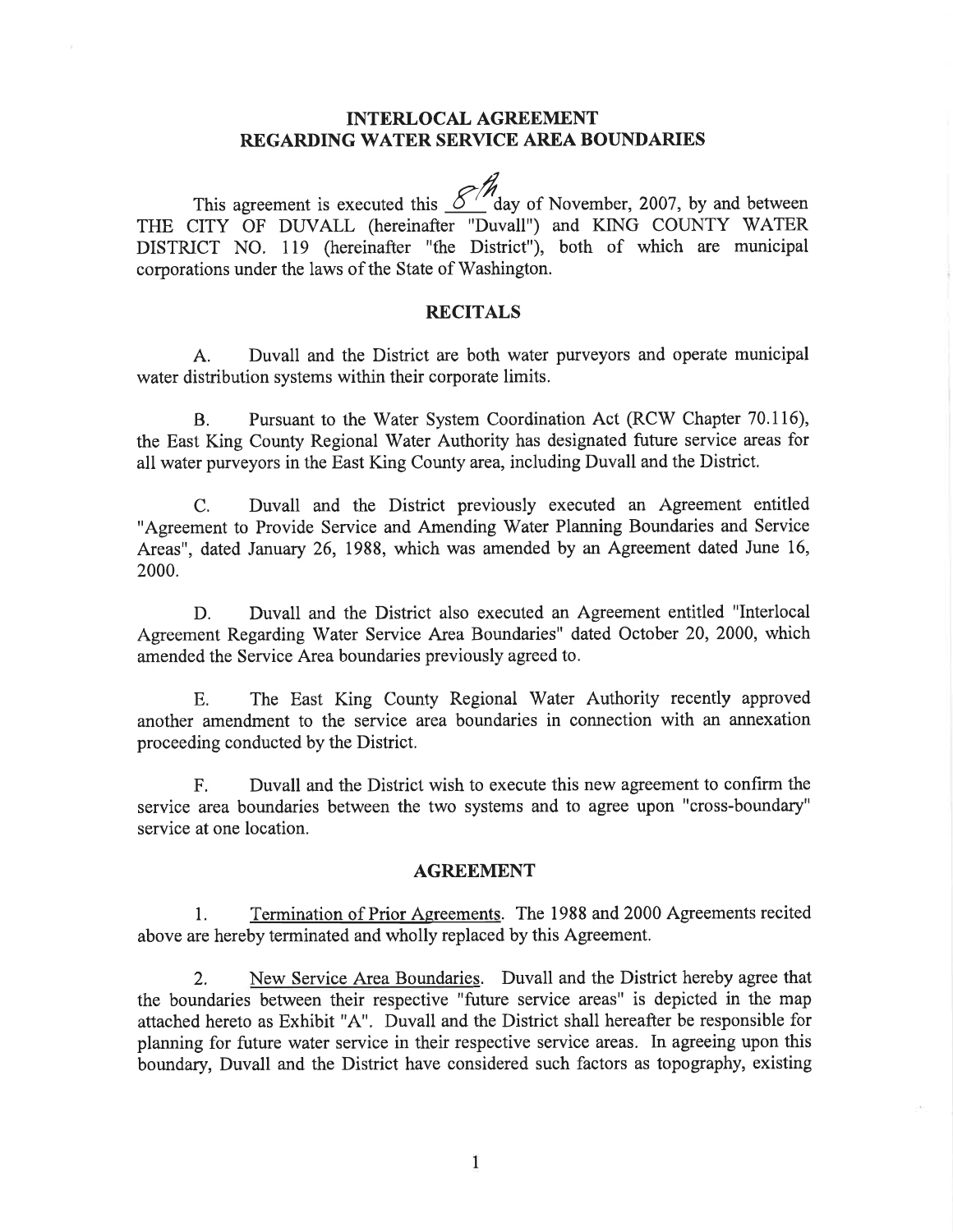## INTERLOCAL AGREEMENT
## REGARDING WATER SERVICE AREA BOUNDARIES

This agreement is executed this 8th day of November, 2007, by and between THE CITY OF DUVALL (hereinafter "Duvall") and KING COUNTY WATER DISTRICT NO. 119 (hereinafter "the District"), both of which are municipal corporations under the laws of the State of Washington.

### RECITALS

A. Duvall and the District are both water purveyors and operate municipal water distribution systems within their corporate limits.

B. Pursuant to the Water System Coordination Act (RCW Chapter 70.116), the East King County Regional Water Authority has designated future service areas for all water purveyors in the East King County area, including Duvall and the District.

C. Duvall and the District previously executed an Agreement entitled "Agreement to Provide Service and Amending Water Planning Boundaries and Service Areas", dated January 26, 1988, which was amended by an Agreement dated June 16, 2000.

D. Duvall and the District also executed an Agreement entitled "Interlocal Agreement Regarding Water Service Area Boundaries" dated October 20, 2000, which amended the Service Area boundaries previously agreed to.

E. The East King County Regional Water Authority recently approved another amendment to the service area boundaries in connection with an annexation proceeding conducted by the District.

F. Duvall and the District wish to execute this new agreement to confirm the service area boundaries between the two systems and to agree upon "cross-boundary" service at one location.

### AGREEMENT

1. Termination of Prior Agreements. The 1988 and 2000 Agreements recited above are hereby terminated and wholly replaced by this Agreement.

2. New Service Area Boundaries. Duvall and the District hereby agree that the boundaries between their respective "future service areas" is depicted in the map attached hereto as Exhibit "A". Duvall and the District shall hereafter be responsible for planning for future water service in their respective service areas. In agreeing upon this boundary, Duvall and the District have considered such factors as topography, existing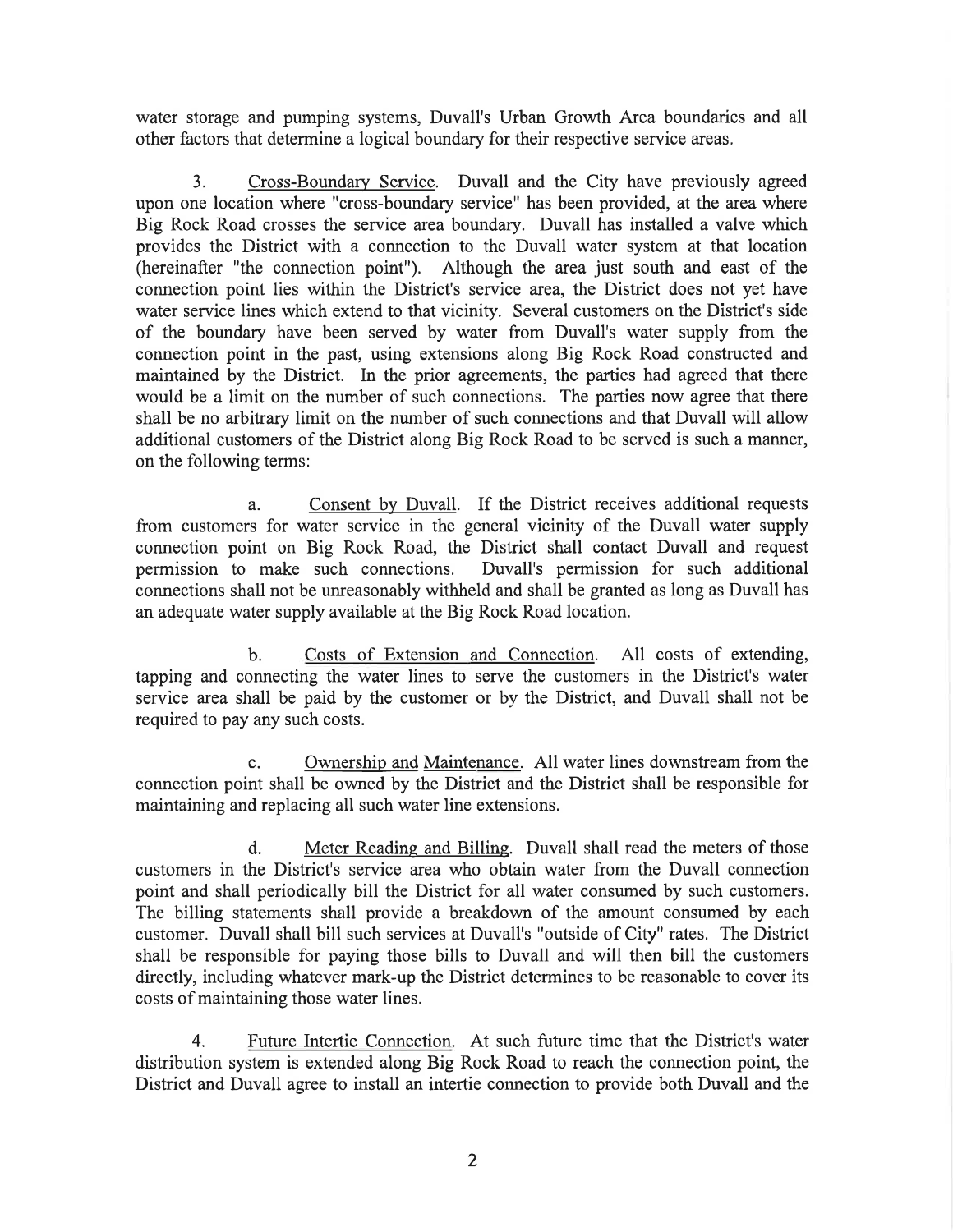water storage and pumping systems, Duvall's Urban Growth Area boundaries and all other factors that determine a logical boundary for their respective service areas.

3. <u>Cross-Boundary Service</u>. Duvall and the City have previously agreed upon one location where "cross-boundary service" has been provided, at the area where Big Rock Road crosses the service area boundary. Duvall has installed a valve which provides the District with a connection to the Duvall water system at that location (hereinafter "the connection point"). Although the area just south and east of the connection point lies within the District's service area, the District does not yet have water service lines which extend to that vicinity. Several customers on the District's side of the boundary have been served by water from Duvall's water supply from the connection point in the past, using extensions along Big Rock Road constructed and maintained by the District. In the prior agreements, the parties had agreed that there would be a limit on the number of such connections. The parties now agree that there shall be no arbitrary limit on the number of such connections and that Duvall will allow additional customers of the District along Big Rock Road to be served is such a manner, on the following terms:

a. <u>Consent by Duvall</u>. If the District receives additional requests from customers for water service in the general vicinity of the Duvall water supply connection point on Big Rock Road, the District shall contact Duvall and request permission to make such connections. Duvall's permission for such additional connections shall not be unreasonably withheld and shall be granted as long as Duvall has an adequate water supply available at the Big Rock Road location.

b. <u>Costs of Extension and Connection</u>. All costs of extending, tapping and connecting the water lines to serve the customers in the District's water service area shall be paid by the customer or by the District, and Duvall shall not be required to pay any such costs.

c. <u>Ownership and Maintenance</u>. All water lines downstream from the connection point shall be owned by the District and the District shall be responsible for maintaining and replacing all such water line extensions.

d. <u>Meter Reading and Billing</u>. Duvall shall read the meters of those customers in the District's service area who obtain water from the Duvall connection point and shall periodically bill the District for all water consumed by such customers. The billing statements shall provide a breakdown of the amount consumed by each customer. Duvall shall bill such services at Duvall's "outside of City" rates. The District shall be responsible for paying those bills to Duvall and will then bill the customers directly, including whatever mark-up the District determines to be reasonable to cover its costs of maintaining those water lines.

4. <u>Future Intertie Connection</u>. At such future time that the District's water distribution system is extended along Big Rock Road to reach the connection point, the District and Duvall agree to install an intertie connection to provide both Duvall and the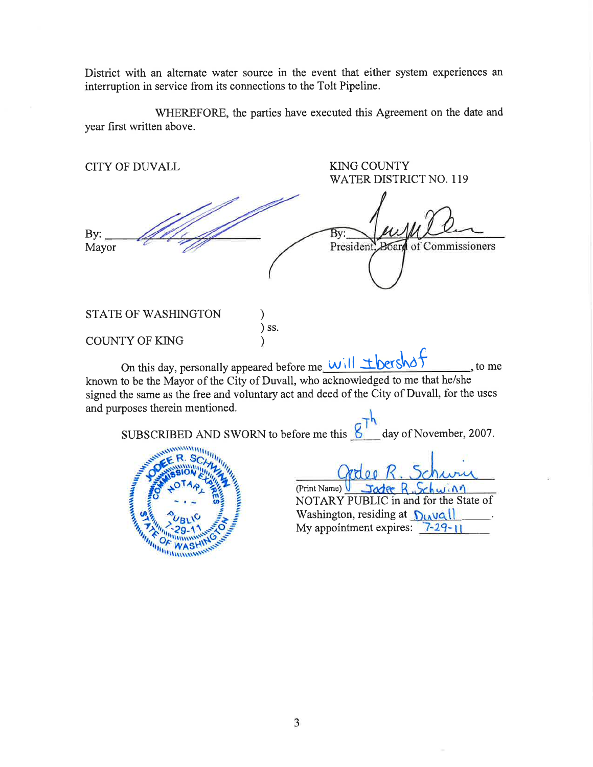District with an alternate water source in the event that either system experiences an interruption in service from its connections to the Tolt Pipeline.

WHEREFORE, the parties have executed this Agreement on the date and year first written above.

CITY OF DUVALL

By: ______________________
Mayor

KING COUNTY
WATER DISTRICT NO. 119

By: ______________________
President, Board of Commissioners

STATE OF WASHINGTON )
) ss.
COUNTY OF KING )

On this day, personally appeared before me Will Ibershof, to me known to be the Mayor of the City of Duvall, who acknowledged to me that he/she signed the same as the free and voluntary act and deed of the City of Duvall, for the uses and purposes therein mentioned.

SUBSCRIBED AND SWORN to before me this 8th day of November, 2007.

JODEE R. SCHWINN
NOTARY PUBLIC
STATE OF WASHINGTON
COMMISSION EXPIRES
7-29-11

Jodee R. Schwinn
(Print Name) Jodee R. Schwinn
NOTARY PUBLIC in and for the State of Washington, residing at Duvall.
My appointment expires: 7-29-11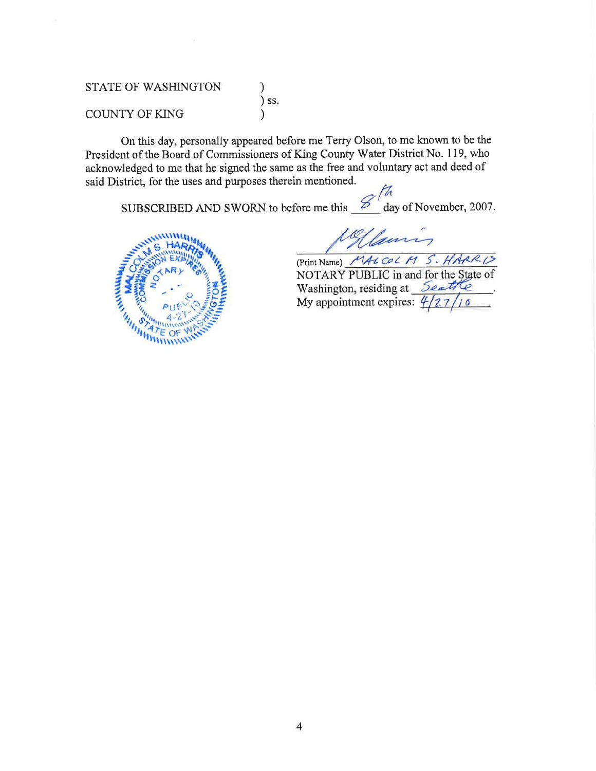STATE OF WASHINGTON )
) ss.
COUNTY OF KING )

On this day, personally appeared before me Terry Olson, to me known to be the President of the Board of Commissioners of King County Water District No. 119, who acknowledged to me that he signed the same as the free and voluntary act and deed of said District, for the uses and purposes therein mentioned.

SUBSCRIBED AND SWORN to before me this 8th day of November, 2007.

(Print Name) MALCOLM S. HARRIS
NOTARY PUBLIC in and for the State of Washington, residing at Seattle.
My appointment expires: 4/27/10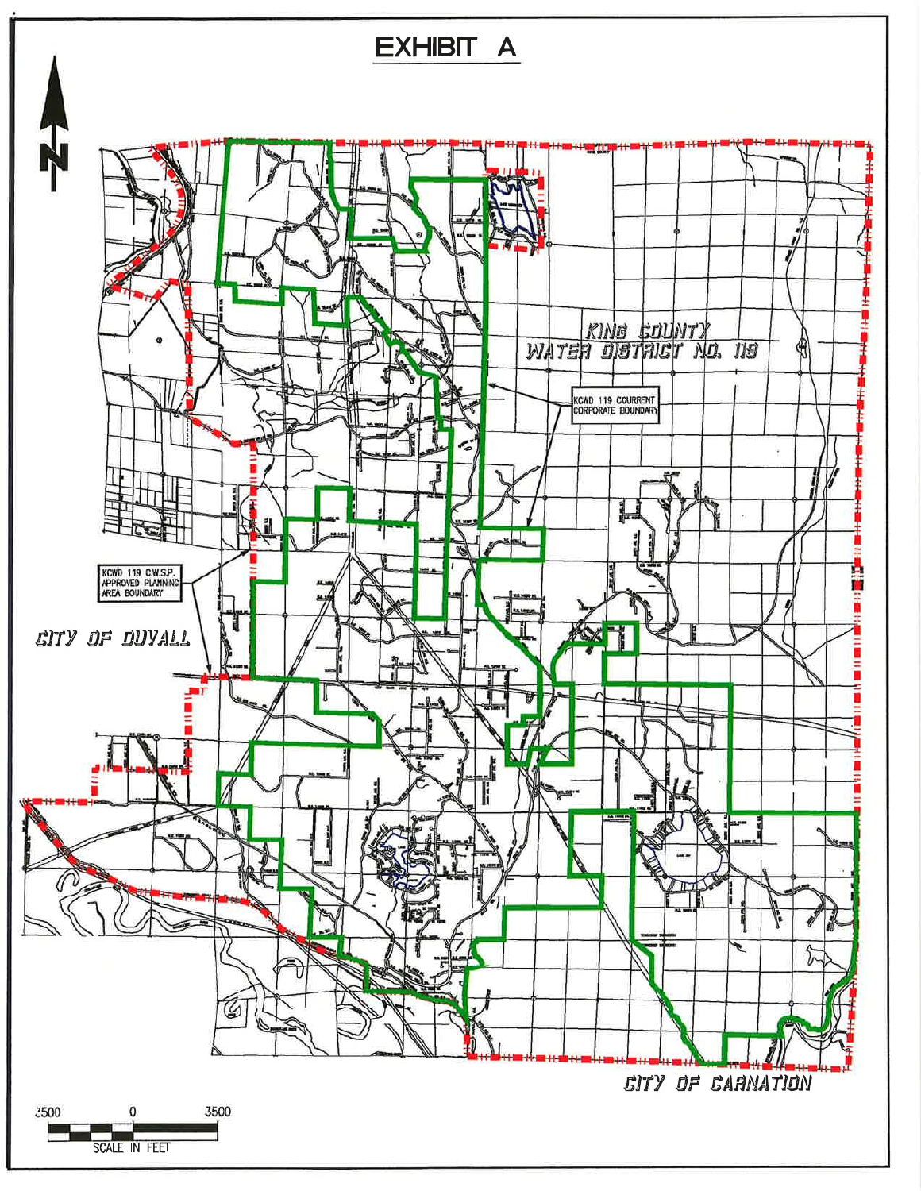# EXHIBIT A

KING COUNTY WATER DISTRICT NO. 119

KCWD 119 CCURRENT CORPORATE BOUNDARY

KCWD 119 C.W.S.P. APPROVED PLANNING AREA BOUNDARY

CITY OF DUVALL

CITY OF CARNATION

3500 0 3500

SCALE IN FEET